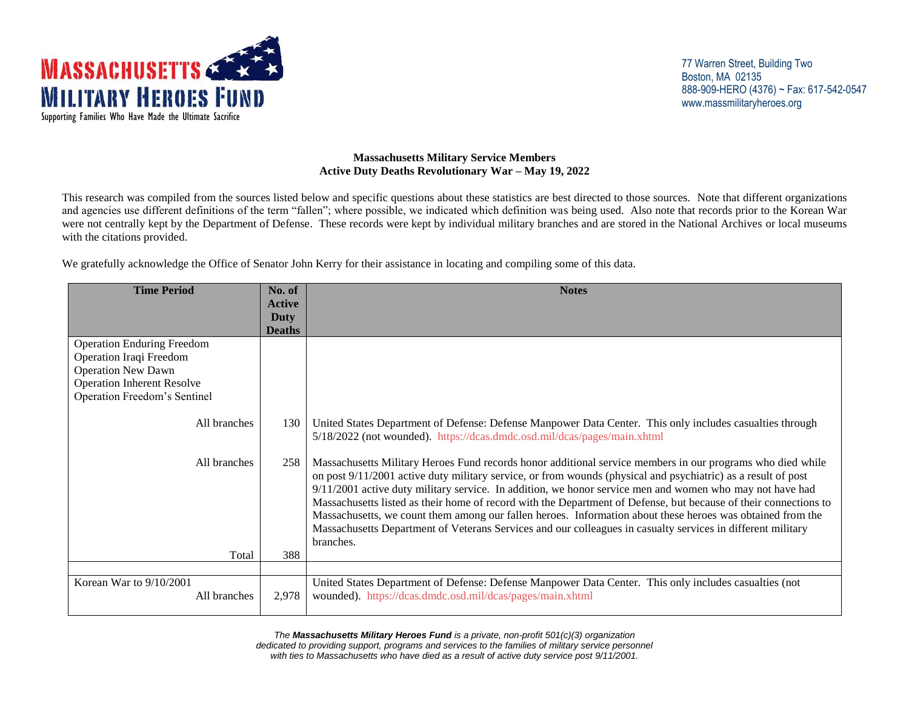**MASSACHUSETTS MILITARY HEROES FUND**
Supporting Families Who Have Made the Ultimate Sacrifice

77 Warren Street, Building Two
Boston, MA 02135
888-909-HERO (4376) ~ Fax: 617-542-0547
www.massmilitaryheroes.org

**Massachusetts Military Service Members**
**Active Duty Deaths Revolutionary War – May 19, 2022**

This research was compiled from the sources listed below and specific questions about these statistics are best directed to those sources. Note that different organizations and agencies use different definitions of the term "fallen"; where possible, we indicated which definition was being used. Also note that records prior to the Korean War were not centrally kept by the Department of Defense. These records were kept by individual military branches and are stored in the National Archives or local museums with the citations provided.

We gratefully acknowledge the Office of Senator John Kerry for their assistance in locating and compiling some of this data.

| Time Period | No. of Active Duty Deaths | Notes |
|---|---|---|
| Operation Enduring Freedom<br>Operation Iraqi Freedom<br>Operation New Dawn<br>Operation Inherent Resolve<br>Operation Freedom's Sentinel | | |
| All branches | 130 | United States Department of Defense: Defense Manpower Data Center. This only includes casualties through 5/18/2022 (not wounded). https://dcas.dmdc.osd.mil/dcas/pages/main.xhtml |
| All branches | 258 | Massachusetts Military Heroes Fund records honor additional service members in our programs who died while on post 9/11/2001 active duty military service, or from wounds (physical and psychiatric) as a result of post 9/11/2001 active duty military service. In addition, we honor service men and women who may not have had Massachusetts listed as their home of record with the Department of Defense, but because of their connections to Massachusetts, we count them among our fallen heroes. Information about these heroes was obtained from the Massachusetts Department of Veterans Services and our colleagues in casualty services in different military branches. |
| Total | 388 | |
| | | |
| Korean War to 9/10/2001<br>All branches | 2,978 | United States Department of Defense: Defense Manpower Data Center. This only includes casualties (not wounded). https://dcas.dmdc.osd.mil/dcas/pages/main.xhtml |

*The **Massachusetts Military Heroes Fund** is a private, non-profit 501(c)(3) organization dedicated to providing support, programs and services to the families of military service personnel with ties to Massachusetts who have died as a result of active duty service post 9/11/2001.*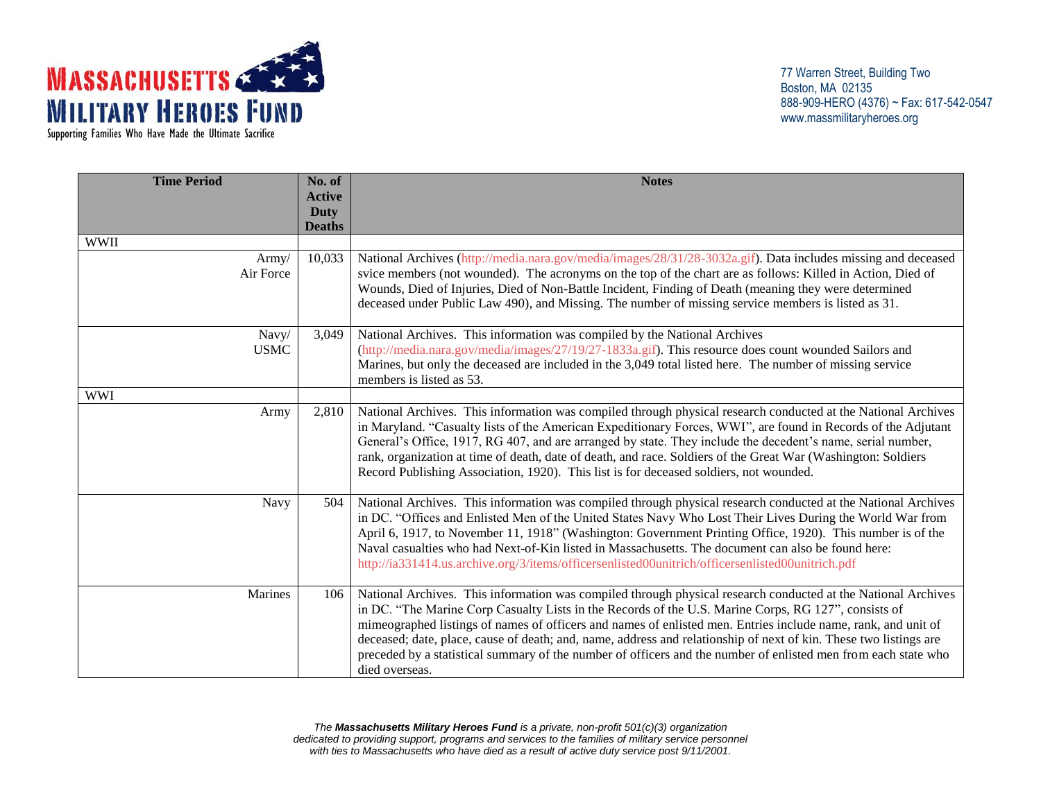| Time Period | No. of Active Duty Deaths | Notes |
|---|---|---|
| WWII | | |
| Army/ Air Force | 10,033 | National Archives (http://media.nara.gov/media/images/28/31/28-3032a.gif). Data includes missing and deceased svice members (not wounded). The acronyms on the top of the chart are as follows: Killed in Action, Died of Wounds, Died of Injuries, Died of Non-Battle Incident, Finding of Death (meaning they were determined deceased under Public Law 490), and Missing. The number of missing service members is listed as 31. |
| Navy/ USMC | 3,049 | National Archives. This information was compiled by the National Archives (http://media.nara.gov/media/images/27/19/27-1833a.gif). This resource does count wounded Sailors and Marines, but only the deceased are included in the 3,049 total listed here. The number of missing service members is listed as 53. |
| WWI | | |
| Army | 2,810 | National Archives. This information was compiled through physical research conducted at the National Archives in Maryland. "Casualty lists of the American Expeditionary Forces, WWI", are found in Records of the Adjutant General's Office, 1917, RG 407, and are arranged by state. They include the decedent's name, serial number, rank, organization at time of death, date of death, and race. Soldiers of the Great War (Washington: Soldiers Record Publishing Association, 1920). This list is for deceased soldiers, not wounded. |
| Navy | 504 | National Archives. This information was compiled through physical research conducted at the National Archives in DC. "Offices and Enlisted Men of the United States Navy Who Lost Their Lives During the World War from April 6, 1917, to November 11, 1918" (Washington: Government Printing Office, 1920). This number is of the Naval casualties who had Next-of-Kin listed in Massachusetts. The document can also be found here: http://ia331414.us.archive.org/3/items/officersenlisted00unitrich/officersenlisted00unitrich.pdf |
| Marines | 106 | National Archives. This information was compiled through physical research conducted at the National Archives in DC. "The Marine Corp Casualty Lists in the Records of the U.S. Marine Corps, RG 127", consists of mimeographed listings of names of officers and names of enlisted men. Entries include name, rank, and unit of deceased; date, place, cause of death; and, name, address and relationship of next of kin. These two listings are preceded by a statistical summary of the number of officers and the number of enlisted men from each state who died overseas. |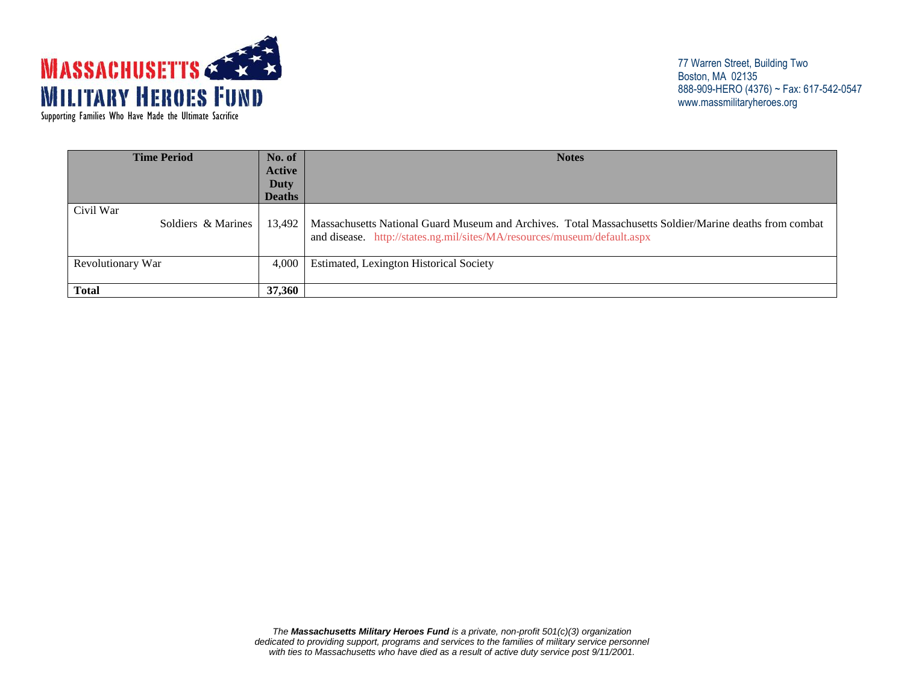MASSACHUSETTS MILITARY HEROES FUND

Supporting Families Who Have Made the Ultimate Sacrifice

77 Warren Street, Building Two
Boston, MA 02135
888-909-HERO (4376) ~ Fax: 617-542-0547
www.massmilitaryheroes.org

| Time Period | No. of Active Duty Deaths | Notes |
|---|---|---|
| Civil War | | |
| Soldiers & Marines | 13,492 | Massachusetts National Guard Museum and Archives. Total Massachusetts Soldier/Marine deaths from combat and disease. http://states.ng.mil/sites/MA/resources/museum/default.aspx |
| Revolutionary War | 4,000 | Estimated, Lexington Historical Society |
| **Total** | **37,360** | |

*The **Massachusetts Military Heroes Fund** is a private, non-profit 501(c)(3) organization dedicated to providing support, programs and services to the families of military service personnel with ties to Massachusetts who have died as a result of active duty service post 9/11/2001.*